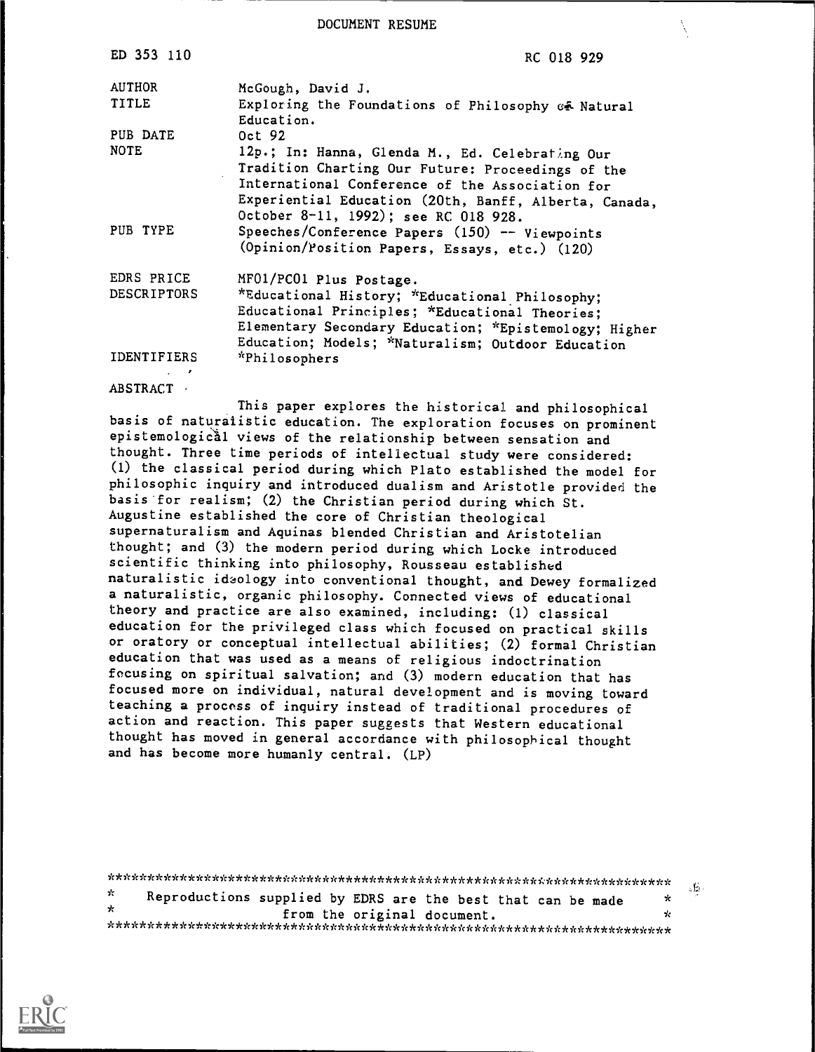DOCUMENT RESUME

| | |
|---|---|
| ED 353 110 | RC 018 929 |
| AUTHOR | McGough, David J. |
| TITLE | Exploring the Foundations of Philosophy of Natural Education. |
| PUB DATE | Oct 92 |
| NOTE | 12p.; In: Hanna, Glenda M., Ed. Celebrating Our Tradition Charting Our Future: Proceedings of the International Conference of the Association for Experiential Education (20th, Banff, Alberta, Canada, October 8-11, 1992); see RC 018 928. |
| PUB TYPE | Speeches/Conference Papers (150) -- Viewpoints (Opinion/Position Papers, Essays, etc.) (120) |
| EDRS PRICE | MF01/PC01 Plus Postage. |
| DESCRIPTORS | *Educational History; *Educational Philosophy; Educational Principles; *Educational Theories; Elementary Secondary Education; *Epistemology; Higher Education; Models; *Naturalism; Outdoor Education |
| IDENTIFIERS | *Philosophers |

ABSTRACT

This paper explores the historical and philosophical basis of naturalistic education. The exploration focuses on prominent epistemological views of the relationship between sensation and thought. Three time periods of intellectual study were considered: (1) the classical period during which Plato established the model for philosophic inquiry and introduced dualism and Aristotle provided the basis for realism; (2) the Christian period during which St. Augustine established the core of Christian theological supernaturalism and Aquinas blended Christian and Aristotelian thought; and (3) the modern period during which Locke introduced scientific thinking into philosophy, Rousseau established naturalistic ideology into conventional thought, and Dewey formalized a naturalistic, organic philosophy. Connected views of educational theory and practice are also examined, including: (1) classical education for the privileged class which focused on practical skills or oratory or conceptual intellectual abilities; (2) formal Christian education that was used as a means of religious indoctrination focusing on spiritual salvation; and (3) modern education that has focused more on individual, natural development and is moving toward teaching a process of inquiry instead of traditional procedures of action and reaction. This paper suggests that Western educational thought has moved in general accordance with philosophical thought and has become more humanly central. (LP)

***********************************************************************
* Reproductions supplied by EDRS are the best that can be made *
* from the original document. *
***********************************************************************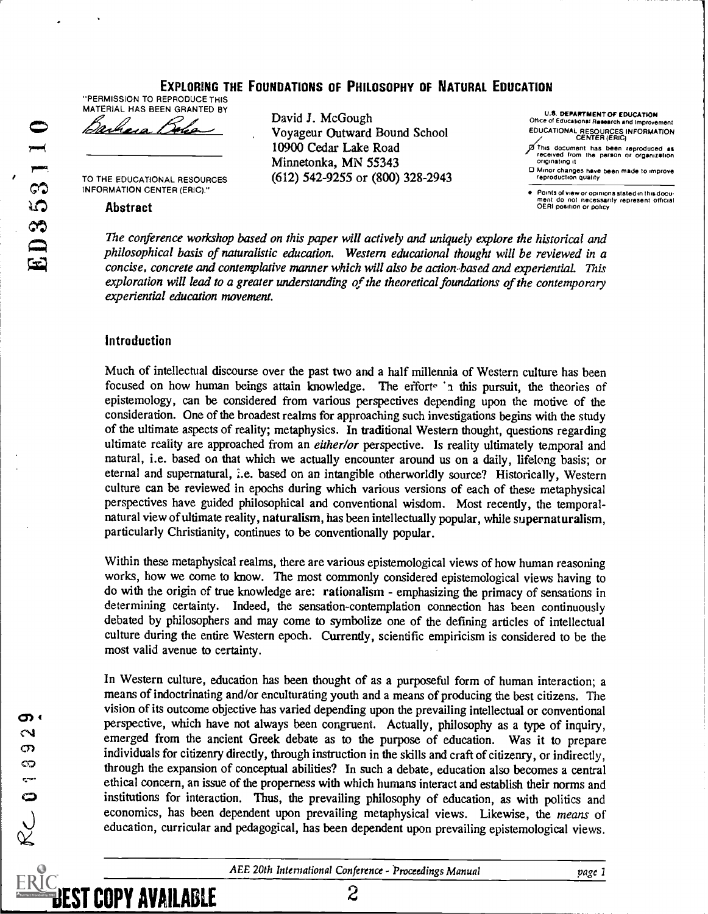# Exploring the Foundations of Philosophy of Natural Education

"PERMISSION TO REPRODUCE THIS MATERIAL HAS BEEN GRANTED BY

Barbara Baker

TO THE EDUCATIONAL RESOURCES INFORMATION CENTER (ERIC)."

David J. McGough
Voyageur Outward Bound School
10900 Cedar Lake Road
Minnetonka, MN 55343
(612) 542-9255 or (800) 328-2943

U.S. DEPARTMENT OF EDUCATION
Office of Educational Research and Improvement
EDUCATIONAL RESOURCES INFORMATION CENTER (ERIC)

- This document has been reproduced as received from the person or organization originating it.
- Minor changes have been made to improve reproduction quality.
- Points of view or opinions stated in this document do not necessarily represent official OERI position or policy.

## Abstract

*The conference workshop based on this paper will actively and uniquely explore the historical and philosophical basis of naturalistic education. Western educational thought will be reviewed in a concise, concrete and contemplative manner which will also be action-based and experiential. This exploration will lead to a greater understanding of the theoretical foundations of the contemporary experiential education movement.*

## Introduction

Much of intellectual discourse over the past two and a half millennia of Western culture has been focused on how human beings attain knowledge. The efforts in this pursuit, the theories of epistemology, can be considered from various perspectives depending upon the motive of the consideration. One of the broadest realms for approaching such investigations begins with the study of the ultimate aspects of reality; metaphysics. In traditional Western thought, questions regarding ultimate reality are approached from an *either/or* perspective. Is reality ultimately temporal and natural, i.e. based on that which we actually encounter around us on a daily, lifelong basis; or eternal and supernatural, i.e. based on an intangible otherworldly source? Historically, Western culture can be reviewed in epochs during which various versions of each of these metaphysical perspectives have guided philosophical and conventional wisdom. Most recently, the temporal-natural view of ultimate reality, naturalism, has been intellectually popular, while supernaturalism, particularly Christianity, continues to be conventionally popular.

Within these metaphysical realms, there are various epistemological views of how human reasoning works, how we come to know. The most commonly considered epistemological views having to do with the origin of true knowledge are: rationalism - emphasizing the primacy of sensations in determining certainty. Indeed, the sensation-contemplation connection has been continuously debated by philosophers and may come to symbolize one of the defining articles of intellectual culture during the entire Western epoch. Currently, scientific empiricism is considered to be the most valid avenue to certainty.

In Western culture, education has been thought of as a purposeful form of human interaction; a means of indoctrinating and/or enculturating youth and a means of producing the best citizens. The vision of its outcome objective has varied depending upon the prevailing intellectual or conventional perspective, which have not always been congruent. Actually, philosophy as a type of inquiry, emerged from the ancient Greek debate as to the purpose of education. Was it to prepare individuals for citizenry directly, through instruction in the skills and craft of citizenry, or indirectly, through the expansion of conceptual abilities? In such a debate, education also becomes a central ethical concern, an issue of the properness with which humans interact and establish their norms and institutions for interaction. Thus, the prevailing philosophy of education, as with politics and economics, has been dependent upon prevailing metaphysical views. Likewise, the *means* of education, curricular and pedagogical, has been dependent upon prevailing epistemological views.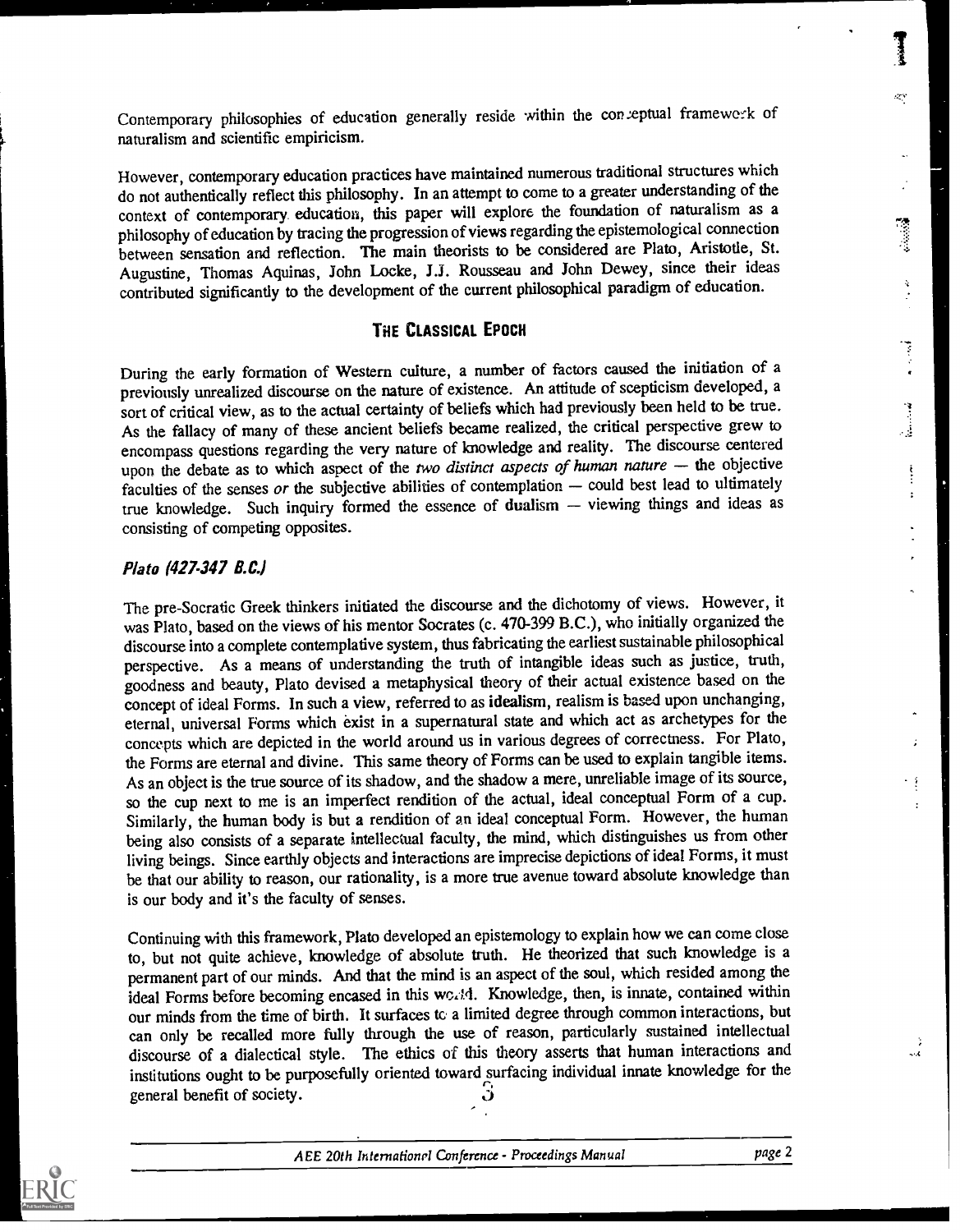Contemporary philosophies of education generally reside within the conceptual framework of naturalism and scientific empiricism.

However, contemporary education practices have maintained numerous traditional structures which do not authentically reflect this philosophy. In an attempt to come to a greater understanding of the context of contemporary education, this paper will explore the foundation of naturalism as a philosophy of education by tracing the progression of views regarding the epistemological connection between sensation and reflection. The main theorists to be considered are Plato, Aristotle, St. Augustine, Thomas Aquinas, John Locke, J.J. Rousseau and John Dewey, since their ideas contributed significantly to the development of the current philosophical paradigm of education.

## THE CLASSICAL EPOCH

During the early formation of Western culture, a number of factors caused the initiation of a previously unrealized discourse on the nature of existence. An attitude of scepticism developed, a sort of critical view, as to the actual certainty of beliefs which had previously been held to be true. As the fallacy of many of these ancient beliefs became realized, the critical perspective grew to encompass questions regarding the very nature of knowledge and reality. The discourse centered upon the debate as to which aspect of the *two distinct aspects of human nature* — the objective faculties of the senses *or* the subjective abilities of contemplation — could best lead to ultimately true knowledge. Such inquiry formed the essence of **dualism** — viewing things and ideas as consisting of competing opposites.

### *Plato (427-347 B.C.)*

The pre-Socratic Greek thinkers initiated the discourse and the dichotomy of views. However, it was Plato, based on the views of his mentor Socrates (c. 470-399 B.C.), who initially organized the discourse into a complete contemplative system, thus fabricating the earliest sustainable philosophical perspective. As a means of understanding the truth of intangible ideas such as justice, truth, goodness and beauty, Plato devised a metaphysical theory of their actual existence based on the concept of ideal Forms. In such a view, referred to as **idealism**, realism is based upon unchanging, eternal, universal Forms which exist in a supernatural state and which act as archetypes for the concepts which are depicted in the world around us in various degrees of correctness. For Plato, the Forms are eternal and divine. This same theory of Forms can be used to explain tangible items. As an object is the true source of its shadow, and the shadow a mere, unreliable image of its source, so the cup next to me is an imperfect rendition of the actual, ideal conceptual Form of a cup. Similarly, the human body is but a rendition of an ideal conceptual Form. However, the human being also consists of a separate intellectual faculty, the mind, which distinguishes us from other living beings. Since earthly objects and interactions are imprecise depictions of ideal Forms, it must be that our ability to reason, our rationality, is a more true avenue toward absolute knowledge than is our body and it's the faculty of senses.

Continuing with this framework, Plato developed an epistemology to explain how we can come close to, but not quite achieve, knowledge of absolute truth. He theorized that such knowledge is a permanent part of our minds. And that the mind is an aspect of the soul, which resided among the ideal Forms before becoming encased in this world. Knowledge, then, is innate, contained within our minds from the time of birth. It surfaces to a limited degree through common interactions, but can only be recalled more fully through the use of reason, particularly sustained intellectual discourse of a dialectical style. The ethics of this theory asserts that human interactions and institutions ought to be purposefully oriented toward surfacing individual innate knowledge for the general benefit of society.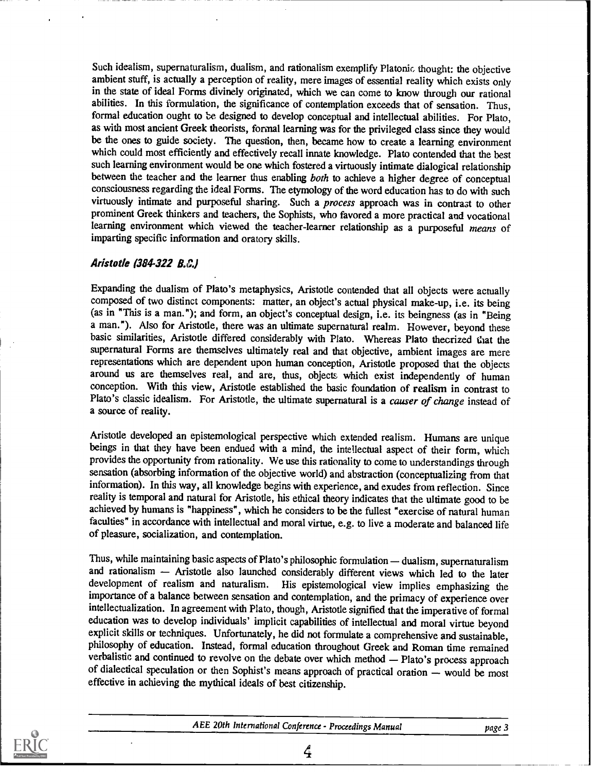Such idealism, supernaturalism, dualism, and rationalism exemplify Platonic thought: the objective ambient stuff, is actually a perception of reality, mere images of essential reality which exists only in the state of ideal Forms divinely originated, which we can come to know through our rational abilities. In this formulation, the significance of contemplation exceeds that of sensation. Thus, formal education ought to be designed to develop conceptual and intellectual abilities. For Plato, as with most ancient Greek theorists, formal learning was for the privileged class since they would be the ones to guide society. The question, then, became how to create a learning environment which could most efficiently and effectively recall innate knowledge. Plato contended that the best such learning environment would be one which fostered a virtuously intimate dialogical relationship between the teacher and the learner thus enabling *both* to achieve a higher degree of conceptual consciousness regarding the ideal Forms. The etymology of the word education has to do with such virtuously intimate and purposeful sharing. Such a *process* approach was in contrast to other prominent Greek thinkers and teachers, the Sophists, who favored a more practical and vocational learning environment which viewed the teacher-learner relationship as a purposeful *means* of imparting specific information and oratory skills.

### *Aristotle (384-322 B.C.)*

Expanding the dualism of Plato's metaphysics, Aristotle contended that all objects were actually composed of two distinct components: matter, an object's actual physical make-up, i.e. its being (as in "This is a man."); and form, an object's conceptual design, i.e. its beingness (as in "Being a man."). Also for Aristotle, there was an ultimate supernatural realm. However, beyond these basic similarities, Aristotle differed considerably with Plato. Whereas Plato theorized that the supernatural Forms are themselves ultimately real and that objective, ambient images are mere representations which are dependent upon human conception, Aristotle proposed that the objects around us are themselves real, and are, thus, objects which exist independently of human conception. With this view, Aristotle established the basic foundation of **realism** in contrast to Plato's classic idealism. For Aristotle, the ultimate supernatural is a *causer of change* instead of a source of reality.

Aristotle developed an epistemological perspective which extended realism. Humans are unique beings in that they have been endued with a mind, the intellectual aspect of their form, which provides the opportunity from rationality. We use this rationality to come to understandings through sensation (absorbing information of the objective world) and abstraction (conceptualizing from that information). In this way, all knowledge begins with experience, and exudes from reflection. Since reality is temporal and natural for Aristotle, his ethical theory indicates that the ultimate good to be achieved by humans is "happiness", which he considers to be the fullest "exercise of natural human faculties" in accordance with intellectual and moral virtue, e.g. to live a moderate and balanced life of pleasure, socialization, and contemplation.

Thus, while maintaining basic aspects of Plato's philosophic formulation — dualism, supernaturalism and rationalism — Aristotle also launched considerably different views which led to the later development of realism and naturalism. His epistemological view implies emphasizing the importance of a balance between sensation and contemplation, and the primacy of experience over intellectualization. In agreement with Plato, though, Aristotle signified that the imperative of formal education was to develop individuals' implicit capabilities of intellectual and moral virtue beyond explicit skills or techniques. Unfortunately, he did not formulate a comprehensive and sustainable, philosophy of education. Instead, formal education throughout Greek and Roman time remained verbalistic and continued to revolve on the debate over which method — Plato's process approach of dialectical speculation or then Sophist's means approach of practical oration — would be most effective in achieving the mythical ideals of best citizenship.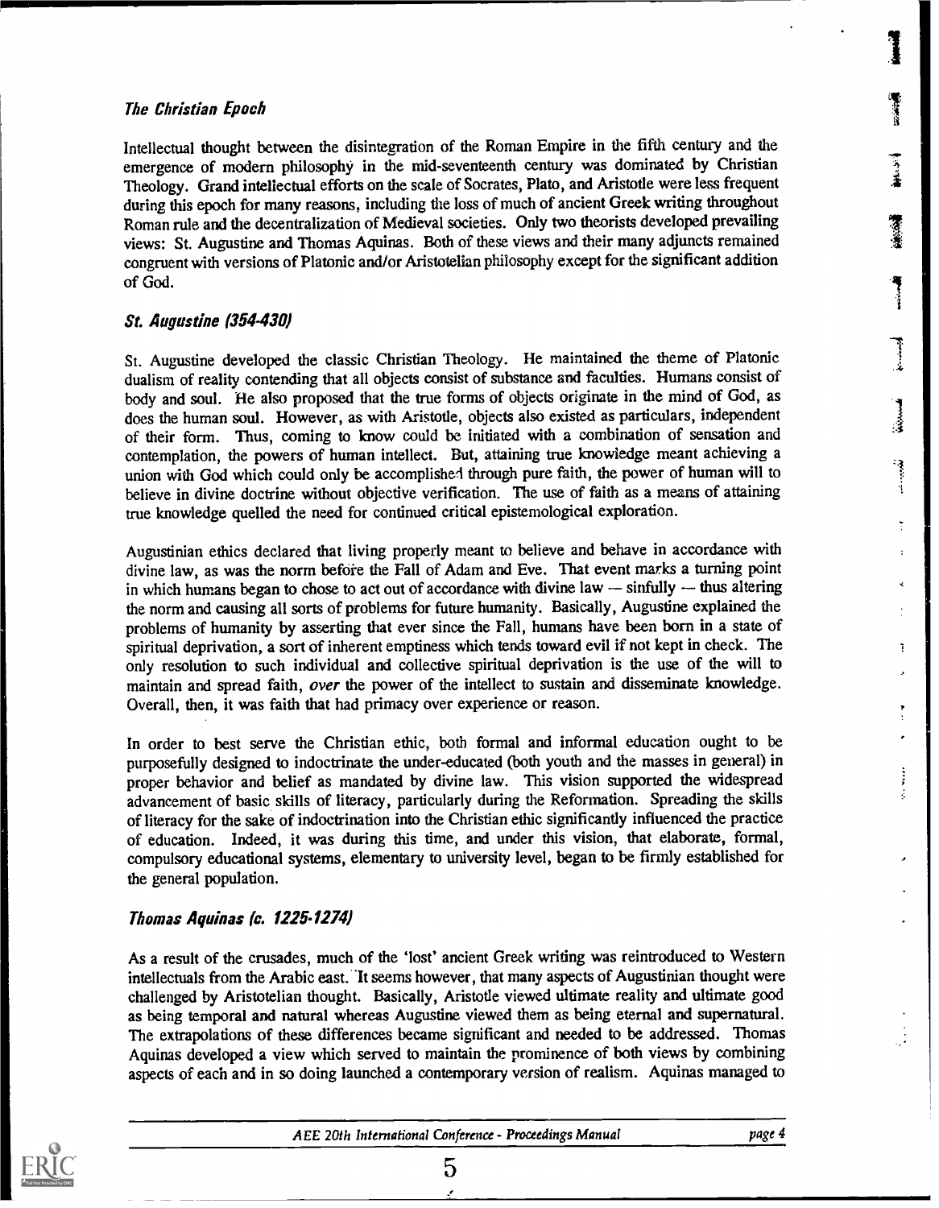### *The Christian Epoch*

Intellectual thought between the disintegration of the Roman Empire in the fifth century and the emergence of modern philosophy in the mid-seventeenth century was dominated by Christian Theology. Grand intellectual efforts on the scale of Socrates, Plato, and Aristotle were less frequent during this epoch for many reasons, including the loss of much of ancient Greek writing throughout Roman rule and the decentralization of Medieval societies. Only two theorists developed prevailing views: St. Augustine and Thomas Aquinas. Both of these views and their many adjuncts remained congruent with versions of Platonic and/or Aristotelian philosophy except for the significant addition of God.

### *St. Augustine (354-430)*

St. Augustine developed the classic Christian Theology. He maintained the theme of Platonic dualism of reality contending that all objects consist of substance and faculties. Humans consist of body and soul. He also proposed that the true forms of objects originate in the mind of God, as does the human soul. However, as with Aristotle, objects also existed as particulars, independent of their form. Thus, coming to know could be initiated with a combination of sensation and contemplation, the powers of human intellect. But, attaining true knowledge meant achieving a union with God which could only be accomplished through pure faith, the power of human will to believe in divine doctrine without objective verification. The use of faith as a means of attaining true knowledge quelled the need for continued critical epistemological exploration.

Augustinian ethics declared that living properly meant to believe and behave in accordance with divine law, as was the norm before the Fall of Adam and Eve. That event marks a turning point in which humans began to chose to act out of accordance with divine law — sinfully — thus altering the norm and causing all sorts of problems for future humanity. Basically, Augustine explained the problems of humanity by asserting that ever since the Fall, humans have been born in a state of spiritual deprivation, a sort of inherent emptiness which tends toward evil if not kept in check. The only resolution to such individual and collective spiritual deprivation is the use of the will to maintain and spread faith, *over* the power of the intellect to sustain and disseminate knowledge. Overall, then, it was faith that had primacy over experience or reason.

In order to best serve the Christian ethic, both formal and informal education ought to be purposefully designed to indoctrinate the under-educated (both youth and the masses in general) in proper behavior and belief as mandated by divine law. This vision supported the widespread advancement of basic skills of literacy, particularly during the Reformation. Spreading the skills of literacy for the sake of indoctrination into the Christian ethic significantly influenced the practice of education. Indeed, it was during this time, and under this vision, that elaborate, formal, compulsory educational systems, elementary to university level, began to be firmly established for the general population.

### *Thomas Aquinas (c. 1225-1274)*

As a result of the crusades, much of the 'lost' ancient Greek writing was reintroduced to Western intellectuals from the Arabic east. It seems however, that many aspects of Augustinian thought were challenged by Aristotelian thought. Basically, Aristotle viewed ultimate reality and ultimate good as being temporal and natural whereas Augustine viewed them as being eternal and supernatural. The extrapolations of these differences became significant and needed to be addressed. Thomas Aquinas developed a view which served to maintain the prominence of both views by combining aspects of each and in so doing launched a contemporary version of realism. Aquinas managed to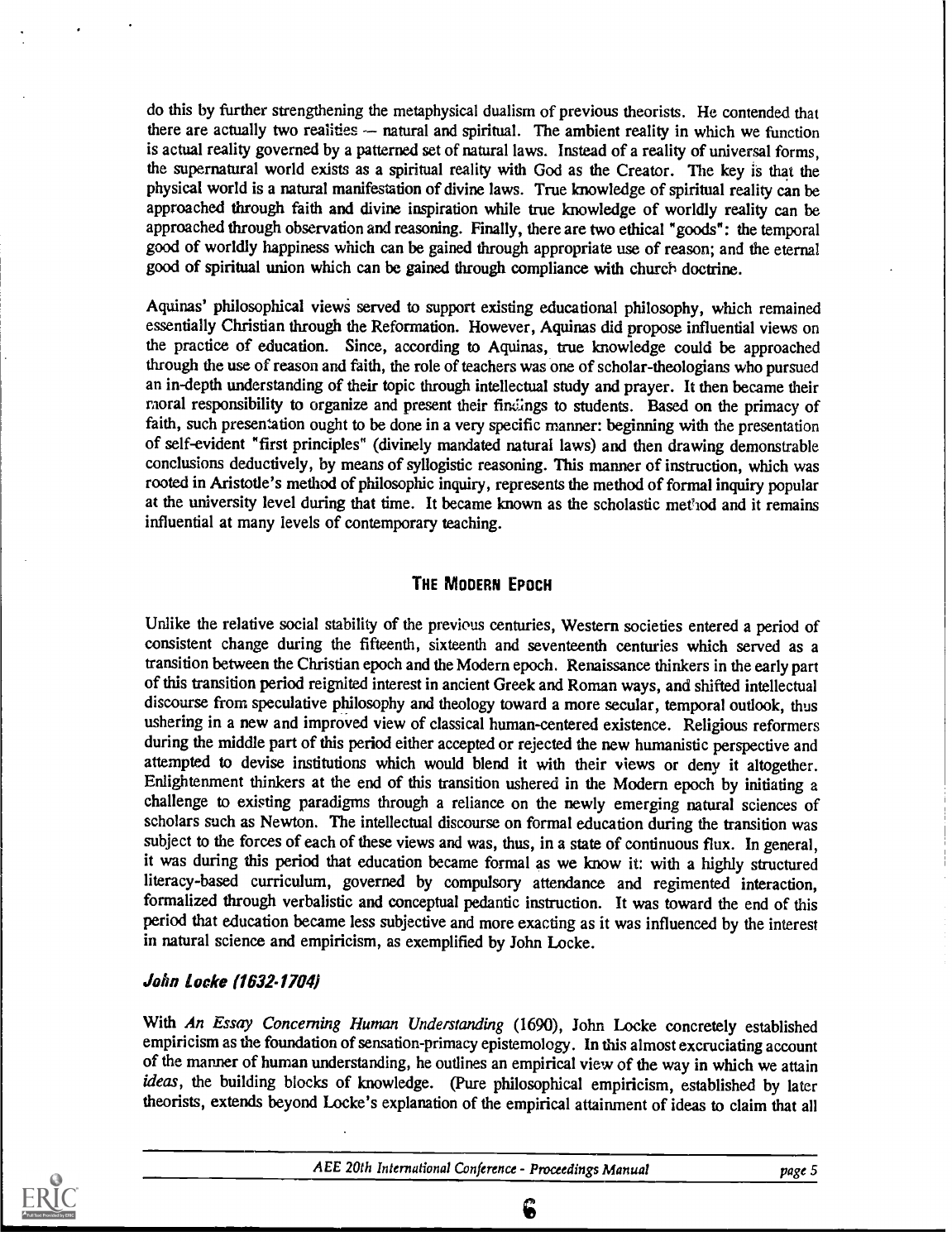do this by further strengthening the metaphysical dualism of previous theorists. He contended that there are actually two realities — natural and spiritual. The ambient reality in which we function is actual reality governed by a patterned set of natural laws. Instead of a reality of universal forms, the supernatural world exists as a spiritual reality with God as the Creator. The key is that the physical world is a natural manifestation of divine laws. True knowledge of spiritual reality can be approached through faith and divine inspiration while true knowledge of worldly reality can be approached through observation and reasoning. Finally, there are two ethical "goods": the temporal good of worldly happiness which can be gained through appropriate use of reason; and the eternal good of spiritual union which can be gained through compliance with church doctrine.

Aquinas' philosophical views served to support existing educational philosophy, which remained essentially Christian through the Reformation. However, Aquinas did propose influential views on the practice of education. Since, according to Aquinas, true knowledge could be approached through the use of reason and faith, the role of teachers was one of scholar-theologians who pursued an in-depth understanding of their topic through intellectual study and prayer. It then became their moral responsibility to organize and present their findings to students. Based on the primacy of faith, such presentation ought to be done in a very specific manner: beginning with the presentation of self-evident "first principles" (divinely mandated natural laws) and then drawing demonstrable conclusions deductively, by means of syllogistic reasoning. This manner of instruction, which was rooted in Aristotle's method of philosophic inquiry, represents the method of formal inquiry popular at the university level during that time. It became known as the scholastic method and it remains influential at many levels of contemporary teaching.

## THE MODERN EPOCH

Unlike the relative social stability of the previous centuries, Western societies entered a period of consistent change during the fifteenth, sixteenth and seventeenth centuries which served as a transition between the Christian epoch and the Modern epoch. Renaissance thinkers in the early part of this transition period reignited interest in ancient Greek and Roman ways, and shifted intellectual discourse from speculative philosophy and theology toward a more secular, temporal outlook, thus ushering in a new and improved view of classical human-centered existence. Religious reformers during the middle part of this period either accepted or rejected the new humanistic perspective and attempted to devise institutions which would blend it with their views or deny it altogether. Enlightenment thinkers at the end of this transition ushered in the Modern epoch by initiating a challenge to existing paradigms through a reliance on the newly emerging natural sciences of scholars such as Newton. The intellectual discourse on formal education during the transition was subject to the forces of each of these views and was, thus, in a state of continuous flux. In general, it was during this period that education became formal as we know it: with a highly structured literacy-based curriculum, governed by compulsory attendance and regimented interaction, formalized through verbalistic and conceptual pedantic instruction. It was toward the end of this period that education became less subjective and more exacting as it was influenced by the interest in natural science and empiricism, as exemplified by John Locke.

### *John Locke (1632-1704)*

With *An Essay Concerning Human Understanding* (1690), John Locke concretely established empiricism as the foundation of sensation-primacy epistemology. In this almost excruciating account of the manner of human understanding, he outlines an empirical view of the way in which we attain *ideas*, the building blocks of knowledge. (Pure philosophical empiricism, established by later theorists, extends beyond Locke's explanation of the empirical attainment of ideas to claim that all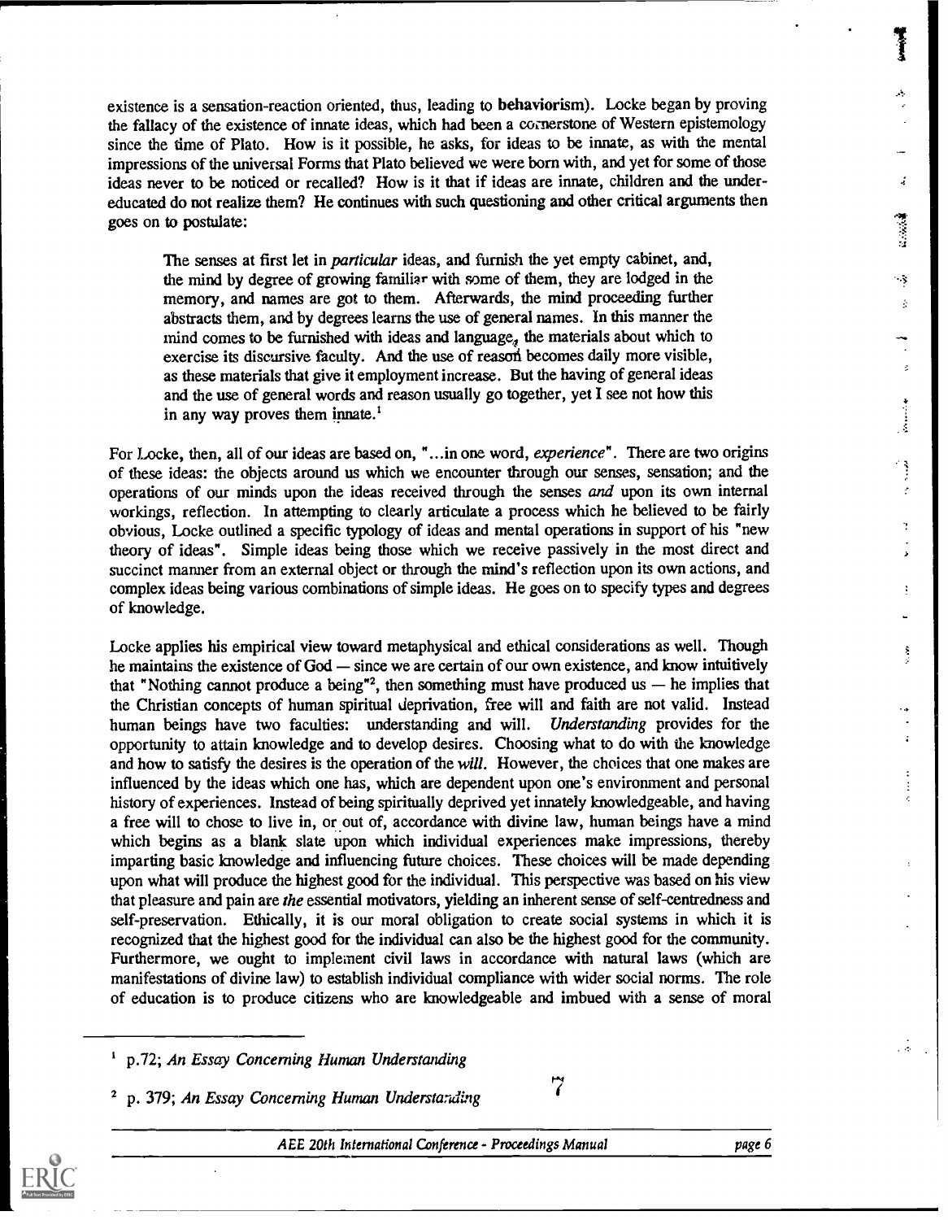existence is a sensation-reaction oriented, thus, leading to **behaviorism**). Locke began by proving the fallacy of the existence of innate ideas, which had been a cornerstone of Western epistemology since the time of Plato. How is it possible, he asks, for ideas to be innate, as with the mental impressions of the universal Forms that Plato believed we were born with, and yet for some of those ideas never to be noticed or recalled? How is it that if ideas are innate, children and the under-educated do not realize them? He continues with such questioning and other critical arguments then goes on to postulate:

> The senses at first let in *particular* ideas, and furnish the yet empty cabinet, and, the mind by degree of growing familiar with some of them, they are lodged in the memory, and names are got to them. Afterwards, the mind proceeding further abstracts them, and by degrees learns the use of general names. In this manner the mind comes to be furnished with ideas and language, the materials about which to exercise its discursive faculty. And the use of reason becomes daily more visible, as these materials that give it employment increase. But the having of general ideas and the use of general words and reason usually go together, yet I see not how this in any way proves them innate.[1]

For Locke, then, all of our ideas are based on, "...in one word, *experience*". There are two origins of these ideas: the objects around us which we encounter through our senses, sensation; and the operations of our minds upon the ideas received through the senses *and* upon its own internal workings, reflection. In attempting to clearly articulate a process which he believed to be fairly obvious, Locke outlined a specific typology of ideas and mental operations in support of his "new theory of ideas". Simple ideas being those which we receive passively in the most direct and succinct manner from an external object or through the mind's reflection upon its own actions, and complex ideas being various combinations of simple ideas. He goes on to specify types and degrees of knowledge.

Locke applies his empirical view toward metaphysical and ethical considerations as well. Though he maintains the existence of God — since we are certain of our own existence, and know intuitively that "Nothing cannot produce a being"[2], then something must have produced us — he implies that the Christian concepts of human spiritual deprivation, free will and faith are not valid. Instead human beings have two faculties: understanding and will. *Understanding* provides for the opportunity to attain knowledge and to develop desires. Choosing what to do with the knowledge and how to satisfy the desires is the operation of the *will*. However, the choices that one makes are influenced by the ideas which one has, which are dependent upon one's environment and personal history of experiences. Instead of being spiritually deprived yet innately knowledgeable, and having a free will to chose to live in, or out of, accordance with divine law, human beings have a mind which begins as a blank slate upon which individual experiences make impressions, thereby imparting basic knowledge and influencing future choices. These choices will be made depending upon what will produce the highest good for the individual. This perspective was based on his view that pleasure and pain are *the* essential motivators, yielding an inherent sense of self-centredness and self-preservation. Ethically, it is our moral obligation to create social systems in which it is recognized that the highest good for the individual can also be the highest good for the community. Furthermore, we ought to implement civil laws in accordance with natural laws (which are manifestations of divine law) to establish individual compliance with wider social norms. The role of education is to produce citizens who are knowledgeable and imbued with a sense of moral

---

[1] p.72; *An Essay Concerning Human Understanding*

[2] p. 379; *An Essay Concerning Human Understanding*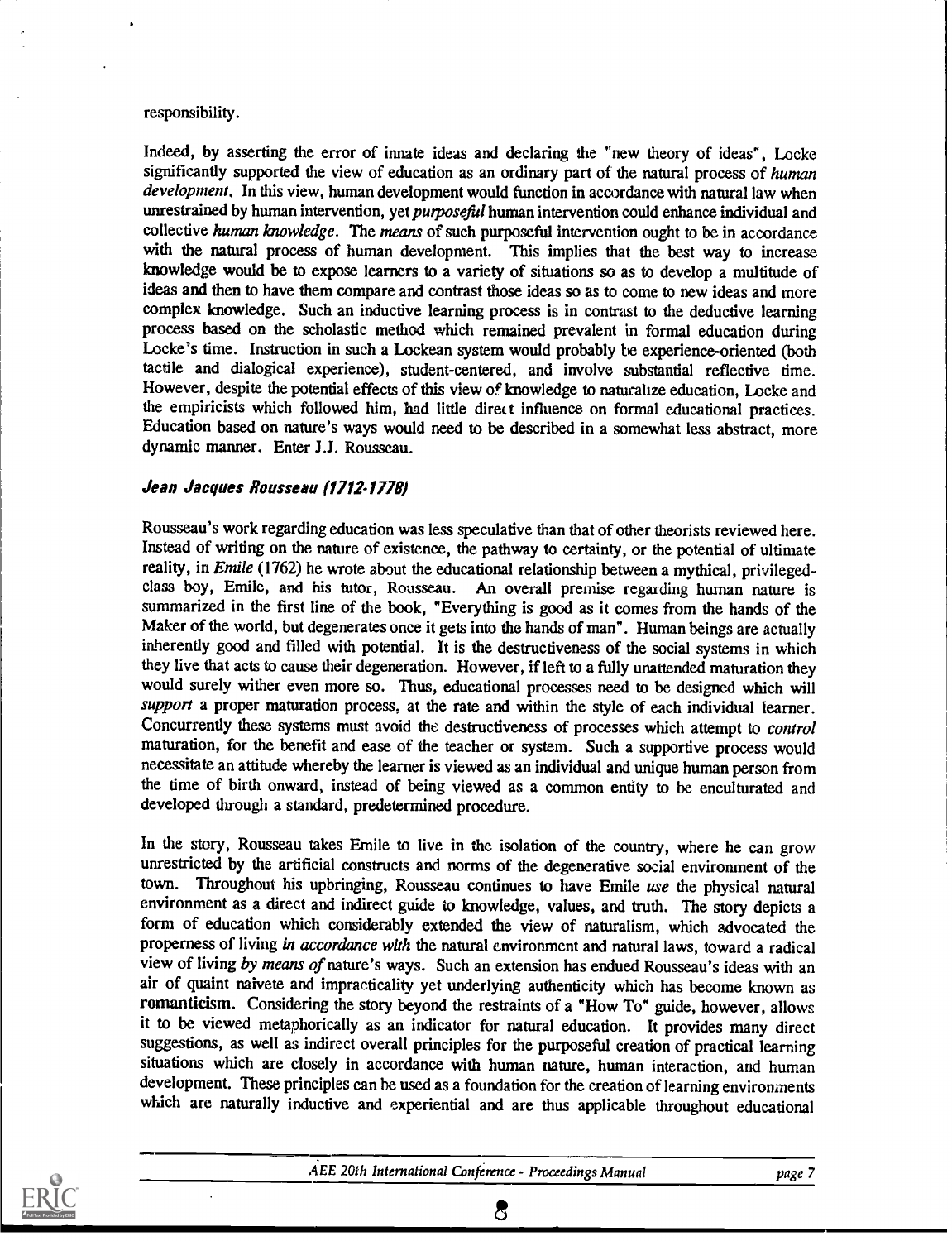responsibility.

Indeed, by asserting the error of innate ideas and declaring the "new theory of ideas", Locke significantly supported the view of education as an ordinary part of the natural process of *human development*. In this view, human development would function in accordance with natural law when unrestrained by human intervention, yet *purposeful* human intervention could enhance individual and collective *human knowledge*. The *means* of such purposeful intervention ought to be in accordance with the natural process of human development. This implies that the best way to increase knowledge would be to expose learners to a variety of situations so as to develop a multitude of ideas and then to have them compare and contrast those ideas so as to come to new ideas and more complex knowledge. Such an inductive learning process is in contrast to the deductive learning process based on the scholastic method which remained prevalent in formal education during Locke's time. Instruction in such a Lockean system would probably be experience-oriented (both tactile and dialogical experience), student-centered, and involve substantial reflective time. However, despite the potential effects of this view of knowledge to naturalize education, Locke and the empiricists which followed him, had little direct influence on formal educational practices. Education based on nature's ways would need to be described in a somewhat less abstract, more dynamic manner. Enter J.J. Rousseau.

### Jean Jacques Rousseau (1712-1778)

Rousseau's work regarding education was less speculative than that of other theorists reviewed here. Instead of writing on the nature of existence, the pathway to certainty, or the potential of ultimate reality, in *Emile* (1762) he wrote about the educational relationship between a mythical, privileged-class boy, Emile, and his tutor, Rousseau. An overall premise regarding human nature is summarized in the first line of the book, "Everything is good as it comes from the hands of the Maker of the world, but degenerates once it gets into the hands of man". Human beings are actually inherently good and filled with potential. It is the destructiveness of the social systems in which they live that acts to cause their degeneration. However, if left to a fully unattended maturation they would surely wither even more so. Thus, educational processes need to be designed which will *support* a proper maturation process, at the rate and within the style of each individual learner. Concurrently these systems must avoid the destructiveness of processes which attempt to *control* maturation, for the benefit and ease of the teacher or system. Such a supportive process would necessitate an attitude whereby the learner is viewed as an individual and unique human person from the time of birth onward, instead of being viewed as a common entity to be enculturated and developed through a standard, predetermined procedure.

In the story, Rousseau takes Emile to live in the isolation of the country, where he can grow unrestricted by the artificial constructs and norms of the degenerative social environment of the town. Throughout his upbringing, Rousseau continues to have Emile *use* the physical natural environment as a direct and indirect guide to knowledge, values, and truth. The story depicts a form of education which considerably extended the view of naturalism, which advocated the properness of living *in accordance with* the natural environment and natural laws, toward a radical view of living *by means of* nature's ways. Such an extension has endued Rousseau's ideas with an air of quaint naivete and impracticality yet underlying authenticity which has become known as **romanticism**. Considering the story beyond the restraints of a "How To" guide, however, allows it to be viewed metaphorically as an indicator for natural education. It provides many direct suggestions, as well as indirect overall principles for the purposeful creation of practical learning situations which are closely in accordance with human nature, human interaction, and human development. These principles can be used as a foundation for the creation of learning environments which are naturally inductive and experiential and are thus applicable throughout educational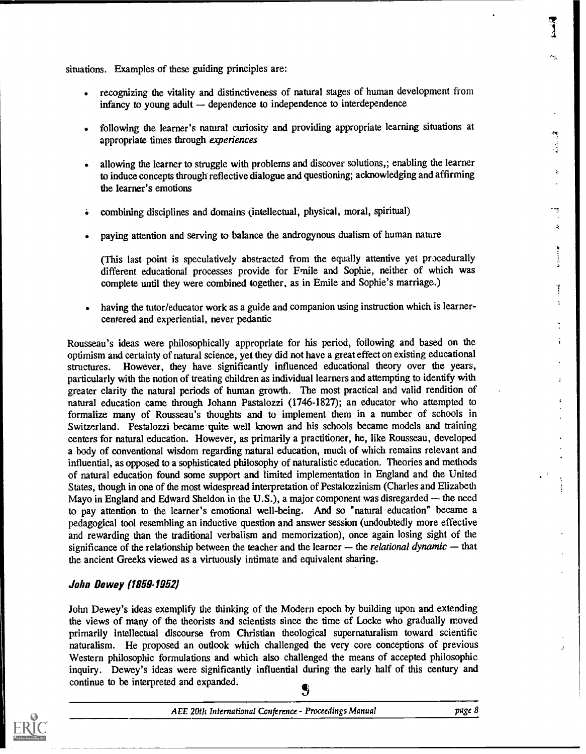situations. Examples of these guiding principles are:

- recognizing the vitality and distinctiveness of natural stages of human development from infancy to young adult — dependence to independence to interdependence

- following the learner's natural curiosity and providing appropriate learning situations at appropriate times through *experiences*

- allowing the learner to struggle with problems and discover solutions,; enabling the learner to induce concepts through reflective dialogue and questioning; acknowledging and affirming the learner's emotions

- combining disciplines and domains (intellectual, physical, moral, spiritual)

- paying attention and serving to balance the androgynous dualism of human nature

  (This last point is speculatively abstracted from the equally attentive yet procedurally different educational processes provide for Emile and Sophie, neither of which was complete until they were combined together, as in Emile and Sophie's marriage.)

- having the tutor/educator work as a guide and companion using instruction which is learner-centered and experiential, never pedantic

Rousseau's ideas were philosophically appropriate for his period, following and based on the optimism and certainty of natural science, yet they did not have a great effect on existing educational structures. However, they have significantly influenced educational theory over the years, particularly with the notion of treating children as individual learners and attempting to identify with greater clarity the natural periods of human growth. The most practical and valid rendition of natural education came through Johann Pastalozzi (1746-1827); an educator who attempted to formalize many of Rousseau's thoughts and to implement them in a number of schools in Switzerland. Pestalozzi became quite well known and his schools became models and training centers for natural education. However, as primarily a practitioner, he, like Rousseau, developed a body of conventional wisdom regarding natural education, much of which remains relevant and influential, as opposed to a sophisticated philosophy of naturalistic education. Theories and methods of natural education found some support and limited implementation in England and the United States, though in one of the most widespread interpretation of Pestalozzinism (Charles and Elizabeth Mayo in England and Edward Sheldon in the U.S.), a major component was disregarded — the need to pay attention to the learner's emotional well-being. And so "natural education" became a pedagogical tool resembling an inductive question and answer session (undoubtedly more effective and rewarding than the traditional verbalism and memorization), once again losing sight of the significance of the relationship between the teacher and the learner — the *relational dynamic* — that the ancient Greeks viewed as a virtuously intimate and equivalent sharing.

### *John Dewey (1859-1952)*

John Dewey's ideas exemplify the thinking of the Modern epoch by building upon and extending the views of many of the theorists and scientists since the time of Locke who gradually moved primarily intellectual discourse from Christian theological supernaturalism toward scientific naturalism. He proposed an outlook which challenged the very core conceptions of previous Western philosophic formulations and which also challenged the means of accepted philosophic inquiry. Dewey's ideas were significantly influential during the early half of this century and continue to be interpreted and expanded.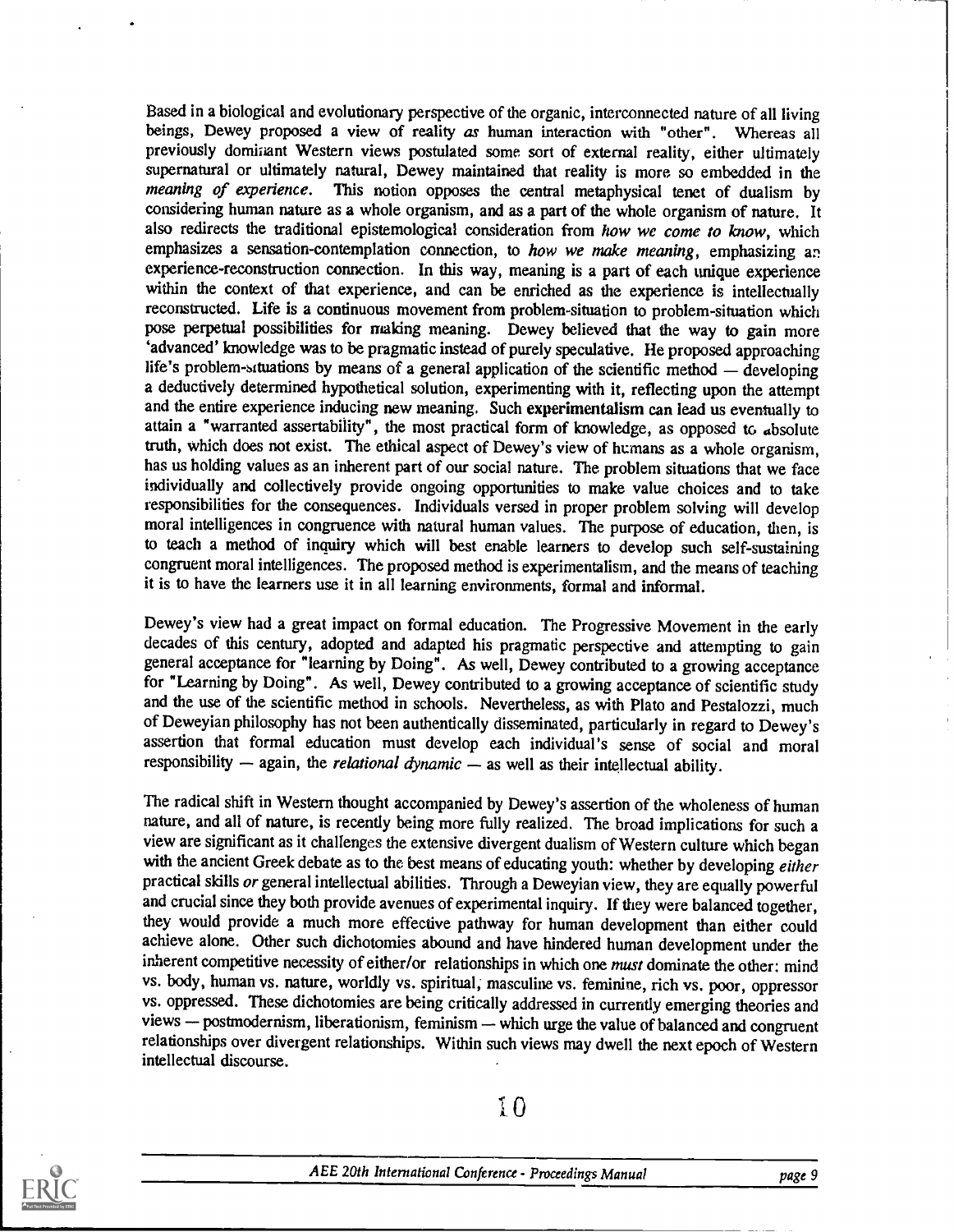Based in a biological and evolutionary perspective of the organic, interconnected nature of all living beings, Dewey proposed a view of reality *as* human interaction with "other". Whereas all previously dominant Western views postulated some sort of external reality, either ultimately supernatural or ultimately natural, Dewey maintained that reality is more so embedded in the *meaning of experience*. This notion opposes the central metaphysical tenet of dualism by considering human nature as a whole organism, and as a part of the whole organism of nature. It also redirects the traditional epistemological consideration from *how we come to know*, which emphasizes a sensation-contemplation connection, to *how we make meaning*, emphasizing an experience-reconstruction connection. In this way, meaning is a part of each unique experience within the context of that experience, and can be enriched as the experience is intellectually reconstructed. Life is a continuous movement from problem-situation to problem-situation which pose perpetual possibilities for making meaning. Dewey believed that the way to gain more 'advanced' knowledge was to be pragmatic instead of purely speculative. He proposed approaching life's problem-situations by means of a general application of the scientific method — developing a deductively determined hypothetical solution, experimenting with it, reflecting upon the attempt and the entire experience inducing new meaning. Such experimentalism can lead us eventually to attain a "warranted assertability", the most practical form of knowledge, as opposed to absolute truth, which does not exist. The ethical aspect of Dewey's view of humans as a whole organism, has us holding values as an inherent part of our social nature. The problem situations that we face individually and collectively provide ongoing opportunities to make value choices and to take responsibilities for the consequences. Individuals versed in proper problem solving will develop moral intelligences in congruence with natural human values. The purpose of education, then, is to teach a method of inquiry which will best enable learners to develop such self-sustaining congruent moral intelligences. The proposed method is experimentalism, and the means of teaching it is to have the learners use it in all learning environments, formal and informal.

Dewey's view had a great impact on formal education. The Progressive Movement in the early decades of this century, adopted and adapted his pragmatic perspective and attempting to gain general acceptance for "learning by Doing". As well, Dewey contributed to a growing acceptance for "Learning by Doing". As well, Dewey contributed to a growing acceptance of scientific study and the use of the scientific method in schools. Nevertheless, as with Plato and Pestalozzi, much of Deweyian philosophy has not been authentically disseminated, particularly in regard to Dewey's assertion that formal education must develop each individual's sense of social and moral responsibility — again, the *relational dynamic* — as well as their intellectual ability.

The radical shift in Western thought accompanied by Dewey's assertion of the wholeness of human nature, and all of nature, is recently being more fully realized. The broad implications for such a view are significant as it challenges the extensive divergent dualism of Western culture which began with the ancient Greek debate as to the best means of educating youth: whether by developing *either* practical skills *or* general intellectual abilities. Through a Deweyian view, they are equally powerful and crucial since they both provide avenues of experimental inquiry. If they were balanced together, they would provide a much more effective pathway for human development than either could achieve alone. Other such dichotomies abound and have hindered human development under the inherent competitive necessity of either/or relationships in which one *must* dominate the other: mind vs. body, human vs. nature, worldly vs. spiritual, masculine vs. feminine, rich vs. poor, oppressor vs. oppressed. These dichotomies are being critically addressed in currently emerging theories and views — postmodernism, liberationism, feminism — which urge the value of balanced and congruent relationships over divergent relationships. Within such views may dwell the next epoch of Western intellectual discourse.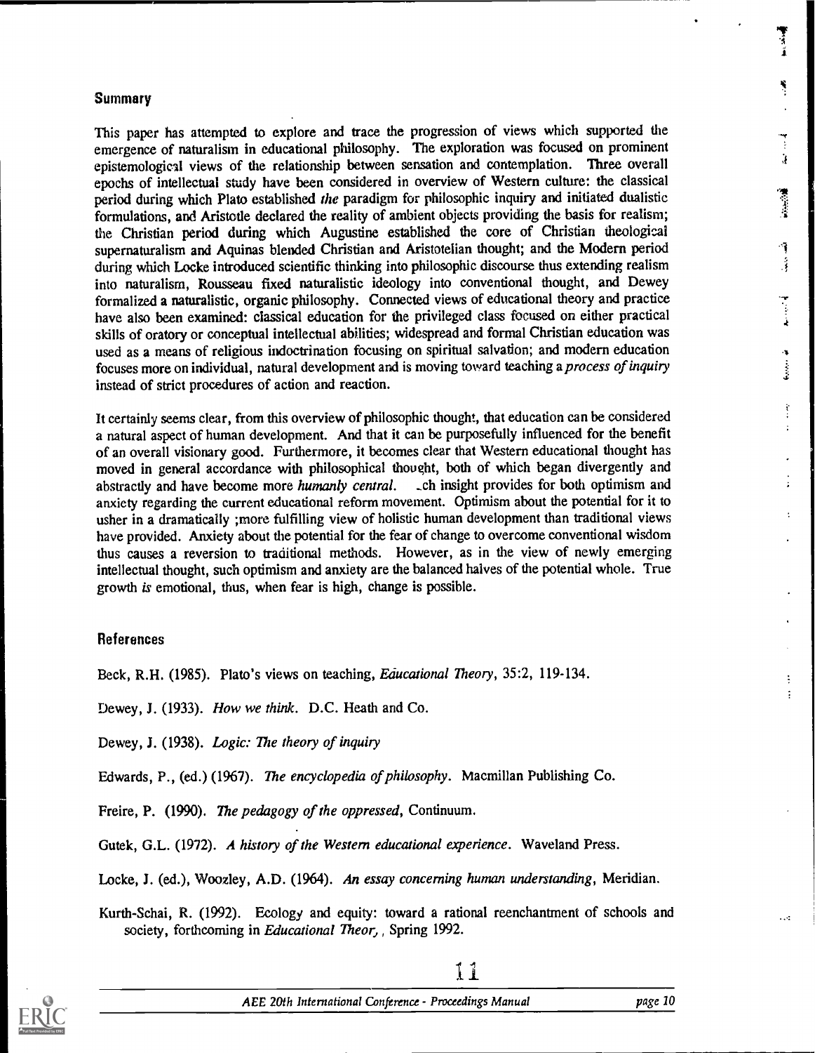## Summary

This paper has attempted to explore and trace the progression of views which supported the emergence of naturalism in educational philosophy. The exploration was focused on prominent epistemological views of the relationship between sensation and contemplation. Three overall epochs of intellectual study have been considered in overview of Western culture: the classical period during which Plato established *the* paradigm for philosophic inquiry and initiated dualistic formulations, and Aristotle declared the reality of ambient objects providing the basis for realism; the Christian period during which Augustine established the core of Christian theological supernaturalism and Aquinas blended Christian and Aristotelian thought; and the Modern period during which Locke introduced scientific thinking into philosophic discourse thus extending realism into naturalism, Rousseau fixed naturalistic ideology into conventional thought, and Dewey formalized a naturalistic, organic philosophy. Connected views of educational theory and practice have also been examined: classical education for the privileged class focused on either practical skills of oratory or conceptual intellectual abilities; widespread and formal Christian education was used as a means of religious indoctrination focusing on spiritual salvation; and modern education focuses more on individual, natural development and is moving toward teaching a *process of inquiry* instead of strict procedures of action and reaction.

It certainly seems clear, from this overview of philosophic thought, that education can be considered a natural aspect of human development. And that it can be purposefully influenced for the benefit of an overall visionary good. Furthermore, it becomes clear that Western educational thought has moved in general accordance with philosophical thought, both of which began divergently and abstractly and have become more *humanly central*. .ch insight provides for both optimism and anxiety regarding the current educational reform movement. Optimism about the potential for it to usher in a dramatically ;more fulfilling view of holistic human development than traditional views have provided. Anxiety about the potential for the fear of change to overcome conventional wisdom thus causes a reversion to traditional methods. However, as in the view of newly emerging intellectual thought, such optimism and anxiety are the balanced halves of the potential whole. True growth *is* emotional, thus, when fear is high, change is possible.

## References

Beck, R.H. (1985). Plato's views on teaching, *Educational Theory*, 35:2, 119-134.

Dewey, J. (1933). *How we think*. D.C. Heath and Co.

Dewey, J. (1938). *Logic: The theory of inquiry*

Edwards, P., (ed.) (1967). *The encyclopedia of philosophy*. Macmillan Publishing Co.

Freire, P. (1990). *The pedagogy of the oppressed*, Continuum.

Gutek, G.L. (1972). *A history of the Western educational experience*. Waveland Press.

Locke, J. (ed.), Woozley, A.D. (1964). *An essay concerning human understanding*, Meridian.

Kurth-Schai, R. (1992). Ecology and equity: toward a rational reenchantment of schools and society, forthcoming in *Educational Theor,* , Spring 1992.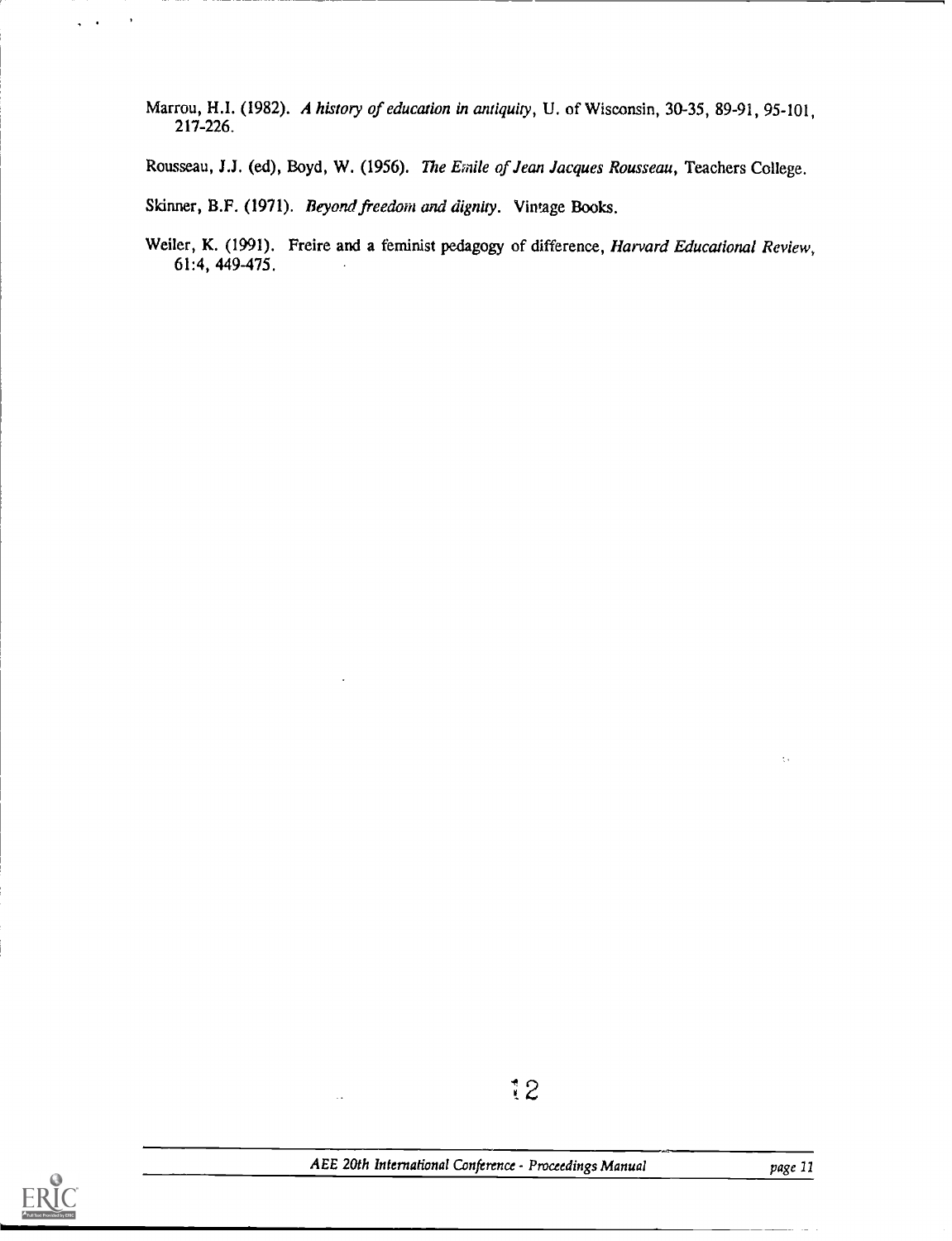Marrou, H.I. (1982). *A history of education in antiquity*, U. of Wisconsin, 30-35, 89-91, 95-101, 217-226.

Rousseau, J.J. (ed), Boyd, W. (1956). *The Emile of Jean Jacques Rousseau*, Teachers College.

Skinner, B.F. (1971). *Beyond freedom and dignity*. Vintage Books.

Weiler, K. (1991). Freire and a feminist pedagogy of difference, *Harvard Educational Review*, 61:4, 449-475.